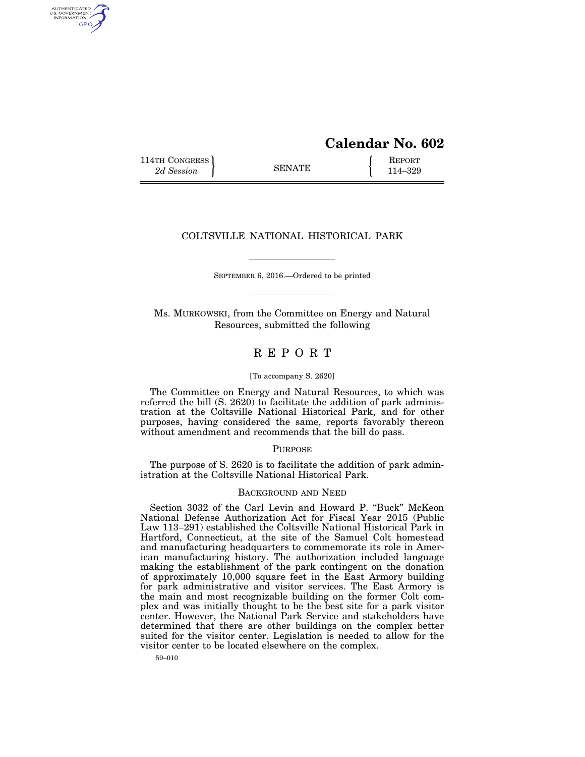# Calendar No. 602

114TH CONGRESS
*2d Session*

SENATE

REPORT
114–329

## COLTSVILLE NATIONAL HISTORICAL PARK

SEPTEMBER 6, 2016.—Ordered to be printed

Ms. MURKOWSKI, from the Committee on Energy and Natural Resources, submitted the following

# R E P O R T

[To accompany S. 2620]

The Committee on Energy and Natural Resources, to which was referred the bill (S. 2620) to facilitate the addition of park administration at the Coltsville National Historical Park, and for other purposes, having considered the same, reports favorably thereon without amendment and recommends that the bill do pass.

## PURPOSE

The purpose of S. 2620 is to facilitate the addition of park administration at the Coltsville National Historical Park.

## BACKGROUND AND NEED

Section 3032 of the Carl Levin and Howard P. "Buck" McKeon National Defense Authorization Act for Fiscal Year 2015 (Public Law 113–291) established the Coltsville National Historical Park in Hartford, Connecticut, at the site of the Samuel Colt homestead and manufacturing headquarters to commemorate its role in American manufacturing history. The authorization included language making the establishment of the park contingent on the donation of approximately 10,000 square feet in the East Armory building for park administrative and visitor services. The East Armory is the main and most recognizable building on the former Colt complex and was initially thought to be the best site for a park visitor center. However, the National Park Service and stakeholders have determined that there are other buildings on the complex better suited for the visitor center. Legislation is needed to allow for the visitor center to be located elsewhere on the complex.

59–010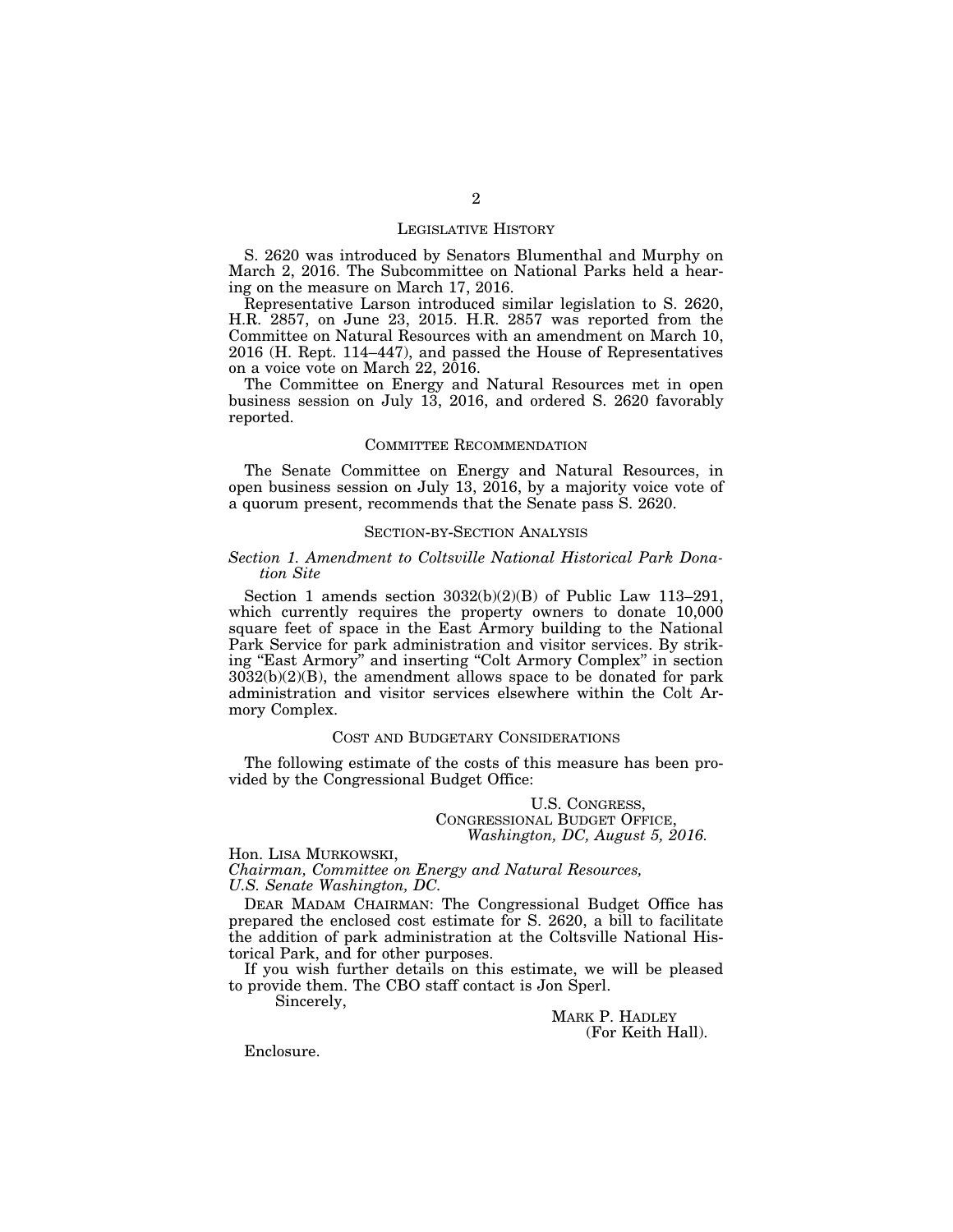## LEGISLATIVE HISTORY

S. 2620 was introduced by Senators Blumenthal and Murphy on March 2, 2016. The Subcommittee on National Parks held a hearing on the measure on March 17, 2016.

Representative Larson introduced similar legislation to S. 2620, H.R. 2857, on June 23, 2015. H.R. 2857 was reported from the Committee on Natural Resources with an amendment on March 10, 2016 (H. Rept. 114–447), and passed the House of Representatives on a voice vote on March 22, 2016.

The Committee on Energy and Natural Resources met in open business session on July 13, 2016, and ordered S. 2620 favorably reported.

## COMMITTEE RECOMMENDATION

The Senate Committee on Energy and Natural Resources, in open business session on July 13, 2016, by a majority voice vote of a quorum present, recommends that the Senate pass S. 2620.

## SECTION-BY-SECTION ANALYSIS

### *Section 1. Amendment to Coltsville National Historical Park Donation Site*

Section 1 amends section 3032(b)(2)(B) of Public Law 113–291, which currently requires the property owners to donate 10,000 square feet of space in the East Armory building to the National Park Service for park administration and visitor services. By striking "East Armory" and inserting "Colt Armory Complex" in section 3032(b)(2)(B), the amendment allows space to be donated for park administration and visitor services elsewhere within the Colt Armory Complex.

## COST AND BUDGETARY CONSIDERATIONS

The following estimate of the costs of this measure has been provided by the Congressional Budget Office:

U.S. CONGRESS,
CONGRESSIONAL BUDGET OFFICE,
*Washington, DC, August 5, 2016.*

Hon. LISA MURKOWSKI,
*Chairman, Committee on Energy and Natural Resources,*
*U.S. Senate Washington, DC.*

DEAR MADAM CHAIRMAN: The Congressional Budget Office has prepared the enclosed cost estimate for S. 2620, a bill to facilitate the addition of park administration at the Coltsville National Historical Park, and for other purposes.

If you wish further details on this estimate, we will be pleased to provide them. The CBO staff contact is Jon Sperl.

Sincerely,

MARK P. HADLEY
(For Keith Hall).

Enclosure.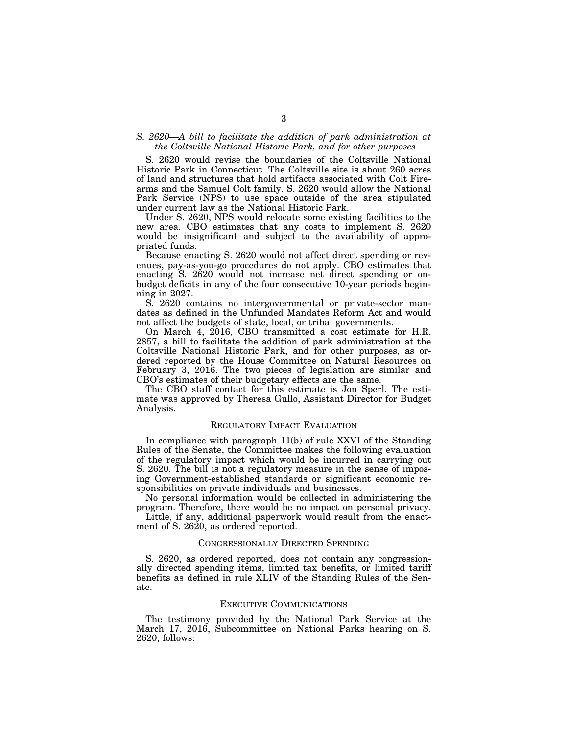*S. 2620—A bill to facilitate the addition of park administration at the Coltsville National Historic Park, and for other purposes*

S. 2620 would revise the boundaries of the Coltsville National Historic Park in Connecticut. The Coltsville site is about 260 acres of land and structures that hold artifacts associated with Colt Firearms and the Samuel Colt family. S. 2620 would allow the National Park Service (NPS) to use space outside of the area stipulated under current law as the National Historic Park.

Under S. 2620, NPS would relocate some existing facilities to the new area. CBO estimates that any costs to implement S. 2620 would be insignificant and subject to the availability of appropriated funds.

Because enacting S. 2620 would not affect direct spending or revenues, pay-as-you-go procedures do not apply. CBO estimates that enacting S. 2620 would not increase net direct spending or on-budget deficits in any of the four consecutive 10-year periods beginning in 2027.

S. 2620 contains no intergovernmental or private-sector mandates as defined in the Unfunded Mandates Reform Act and would not affect the budgets of state, local, or tribal governments.

On March 4, 2016, CBO transmitted a cost estimate for H.R. 2857, a bill to facilitate the addition of park administration at the Coltsville National Historic Park, and for other purposes, as ordered reported by the House Committee on Natural Resources on February 3, 2016. The two pieces of legislation are similar and CBO's estimates of their budgetary effects are the same.

The CBO staff contact for this estimate is Jon Sperl. The estimate was approved by Theresa Gullo, Assistant Director for Budget Analysis.

## REGULATORY IMPACT EVALUATION

In compliance with paragraph 11(b) of rule XXVI of the Standing Rules of the Senate, the Committee makes the following evaluation of the regulatory impact which would be incurred in carrying out S. 2620. The bill is not a regulatory measure in the sense of imposing Government-established standards or significant economic responsibilities on private individuals and businesses.

No personal information would be collected in administering the program. Therefore, there would be no impact on personal privacy.

Little, if any, additional paperwork would result from the enactment of S. 2620, as ordered reported.

## CONGRESSIONALLY DIRECTED SPENDING

S. 2620, as ordered reported, does not contain any congressionally directed spending items, limited tax benefits, or limited tariff benefits as defined in rule XLIV of the Standing Rules of the Senate.

## EXECUTIVE COMMUNICATIONS

The testimony provided by the National Park Service at the March 17, 2016, Subcommittee on National Parks hearing on S. 2620, follows: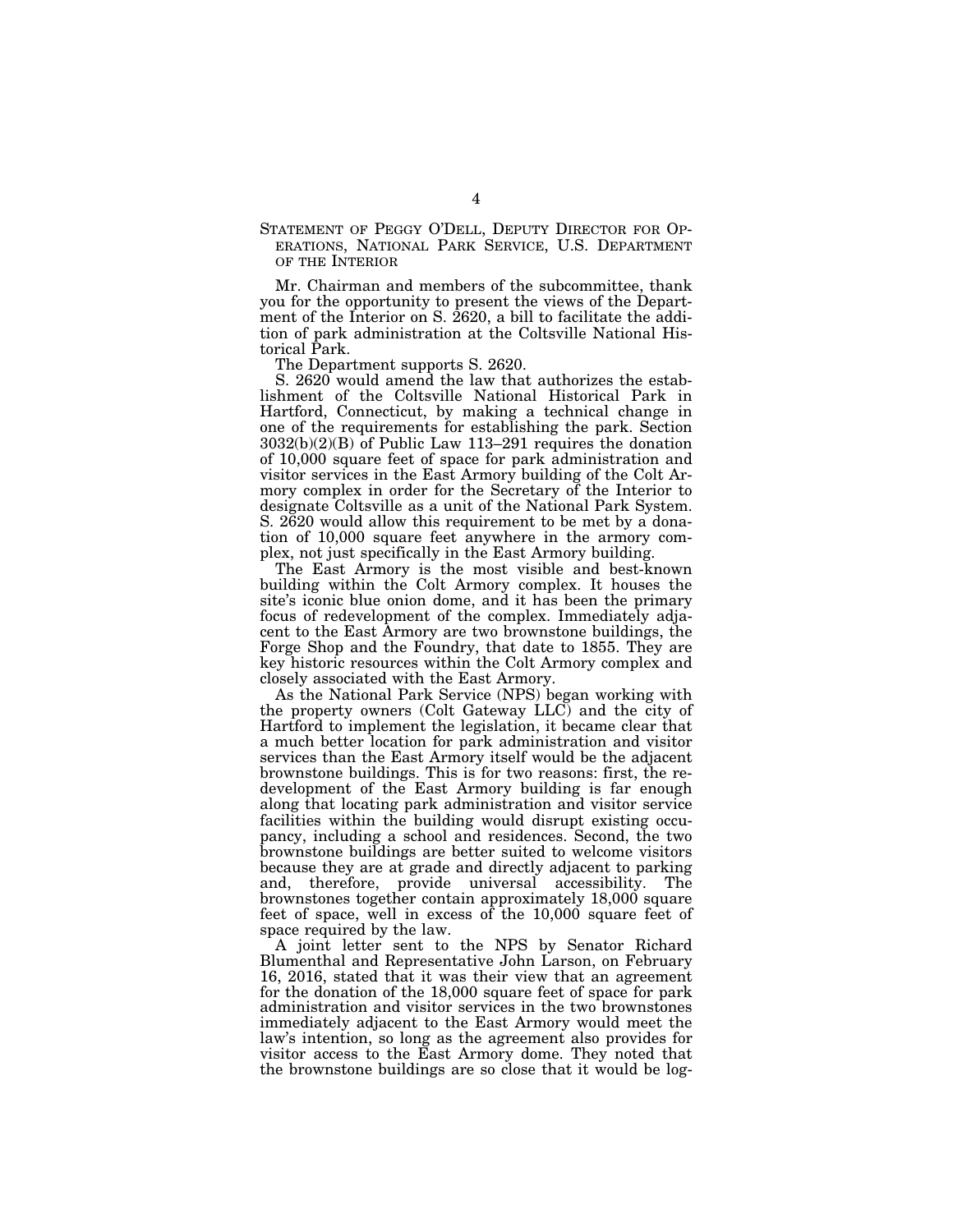## STATEMENT OF PEGGY O'DELL, DEPUTY DIRECTOR FOR OPERATIONS, NATIONAL PARK SERVICE, U.S. DEPARTMENT OF THE INTERIOR

Mr. Chairman and members of the subcommittee, thank you for the opportunity to present the views of the Department of the Interior on S. 2620, a bill to facilitate the addition of park administration at the Coltsville National Historical Park.

The Department supports S. 2620.

S. 2620 would amend the law that authorizes the establishment of the Coltsville National Historical Park in Hartford, Connecticut, by making a technical change in one of the requirements for establishing the park. Section 3032(b)(2)(B) of Public Law 113–291 requires the donation of 10,000 square feet of space for park administration and visitor services in the East Armory building of the Colt Armory complex in order for the Secretary of the Interior to designate Coltsville as a unit of the National Park System. S. 2620 would allow this requirement to be met by a donation of 10,000 square feet anywhere in the armory complex, not just specifically in the East Armory building.

The East Armory is the most visible and best-known building within the Colt Armory complex. It houses the site's iconic blue onion dome, and it has been the primary focus of redevelopment of the complex. Immediately adjacent to the East Armory are two brownstone buildings, the Forge Shop and the Foundry, that date to 1855. They are key historic resources within the Colt Armory complex and closely associated with the East Armory.

As the National Park Service (NPS) began working with the property owners (Colt Gateway LLC) and the city of Hartford to implement the legislation, it became clear that a much better location for park administration and visitor services than the East Armory itself would be the adjacent brownstone buildings. This is for two reasons: first, the redevelopment of the East Armory building is far enough along that locating park administration and visitor service facilities within the building would disrupt existing occupancy, including a school and residences. Second, the two brownstone buildings are better suited to welcome visitors because they are at grade and directly adjacent to parking and, therefore, provide universal accessibility. The brownstones together contain approximately 18,000 square feet of space, well in excess of the 10,000 square feet of space required by the law.

A joint letter sent to the NPS by Senator Richard Blumenthal and Representative John Larson, on February 16, 2016, stated that it was their view that an agreement for the donation of the 18,000 square feet of space for park administration and visitor services in the two brownstones immediately adjacent to the East Armory would meet the law's intention, so long as the agreement also provides for visitor access to the East Armory dome. They noted that the brownstone buildings are so close that it would be log-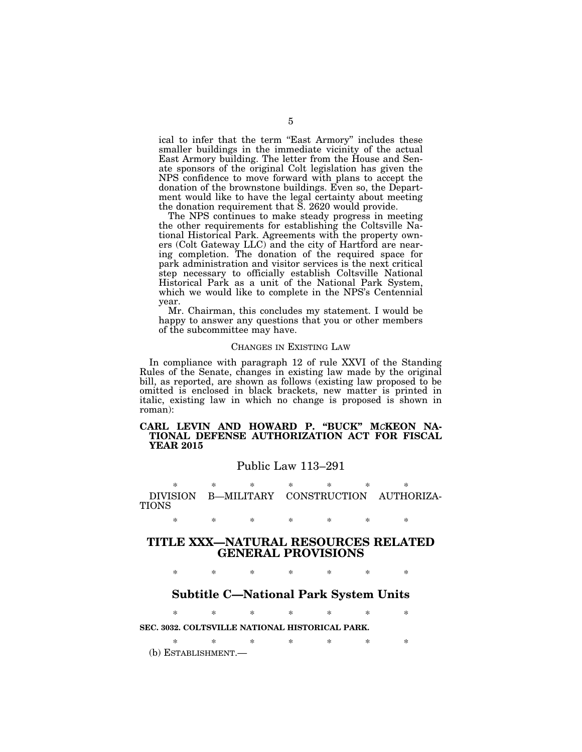ical to infer that the term "East Armory" includes these smaller buildings in the immediate vicinity of the actual East Armory building. The letter from the House and Senate sponsors of the original Colt legislation has given the NPS confidence to move forward with plans to accept the donation of the brownstone buildings. Even so, the Department would like to have the legal certainty about meeting the donation requirement that S. 2620 would provide.

The NPS continues to make steady progress in meeting the other requirements for establishing the Coltsville National Historical Park. Agreements with the property owners (Colt Gateway LLC) and the city of Hartford are nearing completion. The donation of the required space for park administration and visitor services is the next critical step necessary to officially establish Coltsville National Historical Park as a unit of the National Park System, which we would like to complete in the NPS's Centennial year.

Mr. Chairman, this concludes my statement. I would be happy to answer any questions that you or other members of the subcommittee may have.

## CHANGES IN EXISTING LAW

In compliance with paragraph 12 of rule XXVI of the Standing Rules of the Senate, changes in existing law made by the original bill, as reported, are shown as follows (existing law proposed to be omitted is enclosed in black brackets, new matter is printed in italic, existing law in which no change is proposed is shown in roman):

**CARL LEVIN AND HOWARD P. "BUCK" McKEON NATIONAL DEFENSE AUTHORIZATION ACT FOR FISCAL YEAR 2015**

Public Law 113–291

\* \* \* \* \* \* \*

DIVISION B—MILITARY CONSTRUCTION AUTHORIZATIONS

\* \* \* \* \* \* \*

## TITLE XXX—NATURAL RESOURCES RELATED GENERAL PROVISIONS

\* \* \* \* \* \* \*

### Subtitle C—National Park System Units

\* \* \* \* \* \* \*

**SEC. 3032. COLTSVILLE NATIONAL HISTORICAL PARK.**

\* \* \* \* \* \* \*

(b) ESTABLISHMENT.—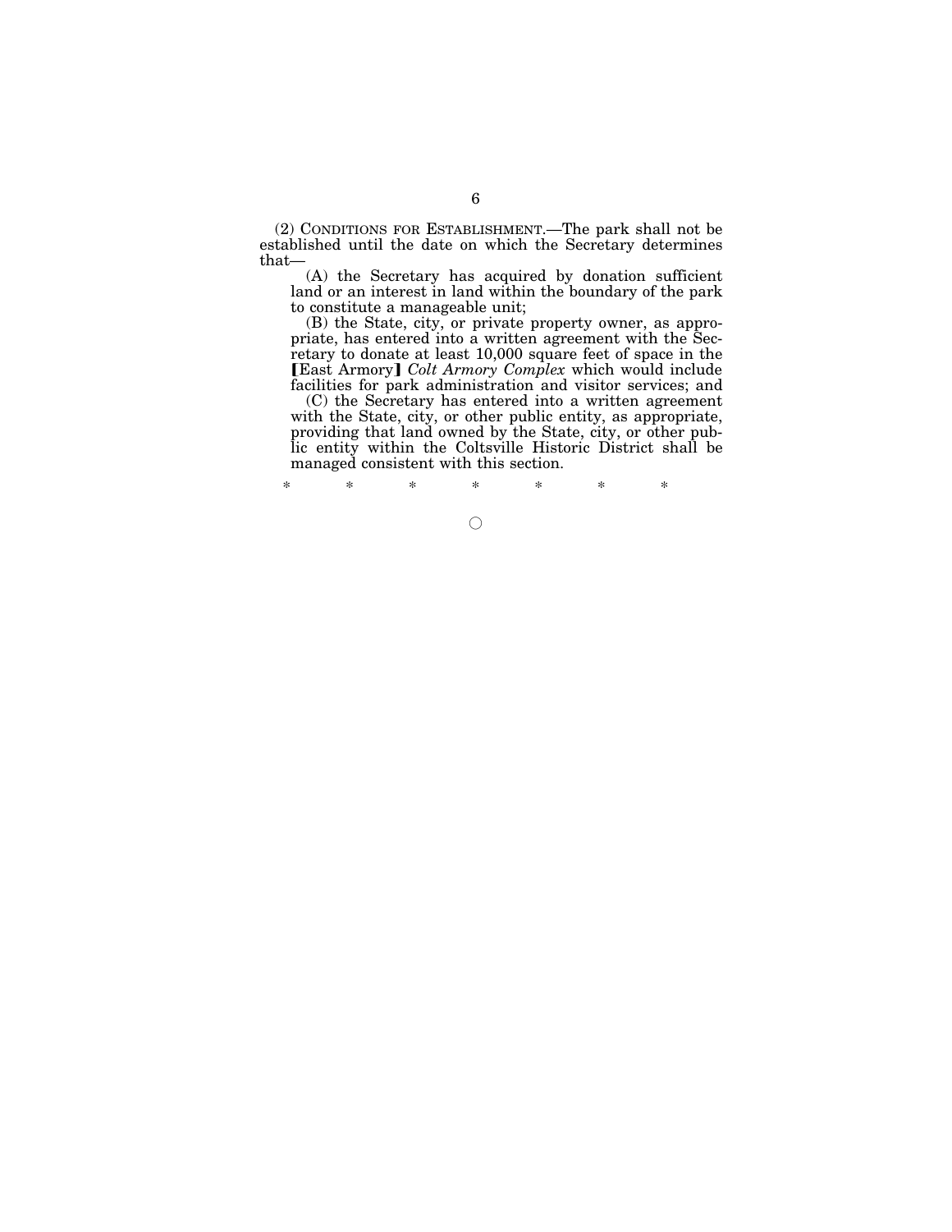(2) CONDITIONS FOR ESTABLISHMENT.—The park shall not be established until the date on which the Secretary determines that—

(A) the Secretary has acquired by donation sufficient land or an interest in land within the boundary of the park to constitute a manageable unit;

(B) the State, city, or private property owner, as appropriate, has entered into a written agreement with the Secretary to donate at least 10,000 square feet of space in the 【East Armory】 *Colt Armory Complex* which would include facilities for park administration and visitor services; and

(C) the Secretary has entered into a written agreement with the State, city, or other public entity, as appropriate, providing that land owned by the State, city, or other public entity within the Coltsville Historic District shall be managed consistent with this section.

\* \* \* \* \* \* \*

○